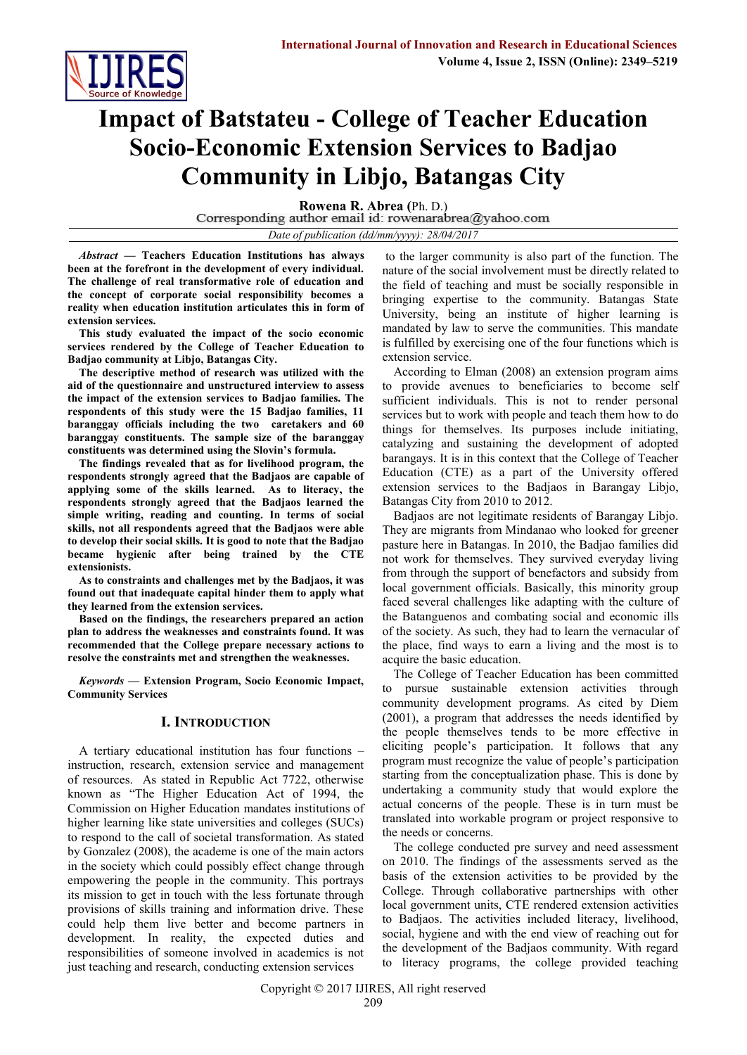# Impact of Batstateu - College of Teacher Education Socio-Economic Extension Services to Badjao Community in Libjo, Batangas City

**Rowena R. Abrea** (Ph. D.)

Corresponding author email id: rowenarabrea@yahoo.com

*Date of publication (dd/mm/yyyy): 28/04/2017*

***Abstract*** **— Teachers Education Institutions has always been at the forefront in the development of every individual. The challenge of real transformative role of education and the concept of corporate social responsibility becomes a reality when education institution articulates this in form of extension services.**

**This study evaluated the impact of the socio economic services rendered by the College of Teacher Education to Badjao community at Libjo, Batangas City.**

**The descriptive method of research was utilized with the aid of the questionnaire and unstructured interview to assess the impact of the extension services to Badjao families. The respondents of this study were the 15 Badjao families, 11 baranggay officials including the two caretakers and 60 baranggay constituents. The sample size of the baranggay constituents was determined using the Slovin's formula.**

**The findings revealed that as for livelihood program, the respondents strongly agreed that the Badjaos are capable of applying some of the skills learned. As to literacy, the respondents strongly agreed that the Badjaos learned the simple writing, reading and counting. In terms of social skills, not all respondents agreed that the Badjaos were able to develop their social skills. It is good to note that the Badjao became hygienic after being trained by the CTE extensionists.**

**As to constraints and challenges met by the Badjaos, it was found out that inadequate capital hinder them to apply what they learned from the extension services.**

**Based on the findings, the researchers prepared an action plan to address the weaknesses and constraints found. It was recommended that the College prepare necessary actions to resolve the constraints met and strengthen the weaknesses.**

***Keywords*** **— Extension Program, Socio Economic Impact, Community Services**

## I. Introduction

A tertiary educational institution has four functions – instruction, research, extension service and management of resources. As stated in Republic Act 7722, otherwise known as "The Higher Education Act of 1994, the Commission on Higher Education mandates institutions of higher learning like state universities and colleges (SUCs) to respond to the call of societal transformation. As stated by Gonzalez (2008), the academe is one of the main actors in the society which could possibly effect change through empowering the people in the community. This portrays its mission to get in touch with the less fortunate through provisions of skills training and information drive. These could help them live better and become partners in development. In reality, the expected duties and responsibilities of someone involved in academics is not just teaching and research, conducting extension services to the larger community is also part of the function. The nature of the social involvement must be directly related to the field of teaching and must be socially responsible in bringing expertise to the community. Batangas State University, being an institute of higher learning is mandated by law to serve the communities. This mandate is fulfilled by exercising one of the four functions which is extension service.

According to Elman (2008) an extension program aims to provide avenues to beneficiaries to become self sufficient individuals. This is not to render personal services but to work with people and teach them how to do things for themselves. Its purposes include initiating, catalyzing and sustaining the development of adopted barangays. It is in this context that the College of Teacher Education (CTE) as a part of the University offered extension services to the Badjaos in Barangay Libjo, Batangas City from 2010 to 2012.

Badjaos are not legitimate residents of Barangay Libjo. They are migrants from Mindanao who looked for greener pasture here in Batangas. In 2010, the Badjao families did not work for themselves. They survived everyday living from through the support of benefactors and subsidy from local government officials. Basically, this minority group faced several challenges like adapting with the culture of the Batanguenos and combating social and economic ills of the society. As such, they had to learn the vernacular of the place, find ways to earn a living and the most is to acquire the basic education.

The College of Teacher Education has been committed to pursue sustainable extension activities through community development programs. As cited by Diem (2001), a program that addresses the needs identified by the people themselves tends to be more effective in eliciting people's participation. It follows that any program must recognize the value of people's participation starting from the conceptualization phase. This is done by undertaking a community study that would explore the actual concerns of the people. These is in turn must be translated into workable program or project responsive to the needs or concerns.

The college conducted pre survey and need assessment on 2010. The findings of the assessments served as the basis of the extension activities to be provided by the College. Through collaborative partnerships with other local government units, CTE rendered extension activities to Badjaos. The activities included literacy, livelihood, social, hygiene and with the end view of reaching out for the development of the Badjaos community. With regard to literacy programs, the college provided teaching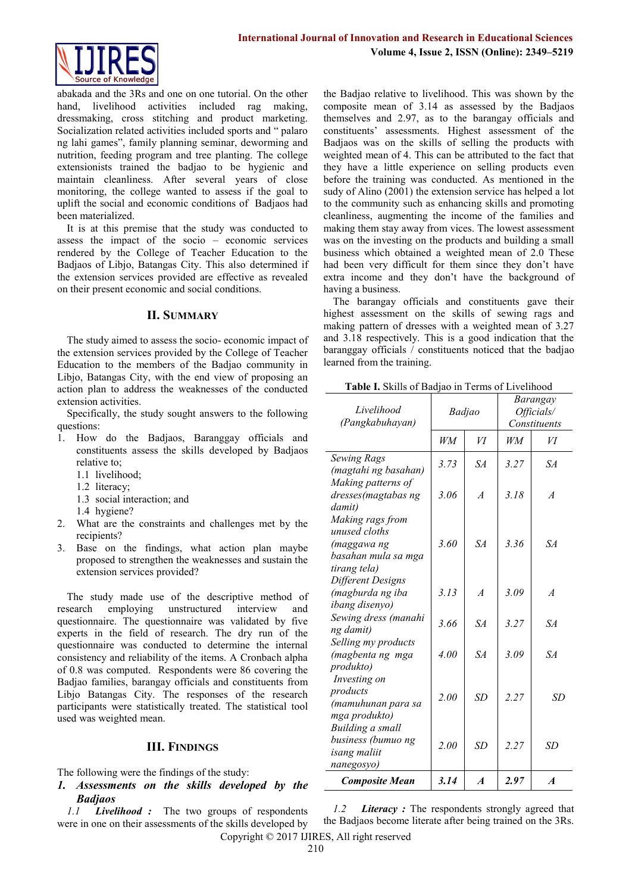abakada and the 3Rs and one on one tutorial. On the other hand, livelihood activities included rag making, dressmaking, cross stitching and product marketing. Socialization related activities included sports and " palaro ng lahi games", family planning seminar, deworming and nutrition, feeding program and tree planting. The college extensionists trained the badjao to be hygienic and maintain cleanliness. After several years of close monitoring, the college wanted to assess if the goal to uplift the social and economic conditions of Badjaos had been materialized.

It is at this premise that the study was conducted to assess the impact of the socio – economic services rendered by the College of Teacher Education to the Badjaos of Libjo, Batangas City. This also determined if the extension services provided are effective as revealed on their present economic and social conditions.

## II. Summary

The study aimed to assess the socio- economic impact of the extension services provided by the College of Teacher Education to the members of the Badjao community in Libjo, Batangas City, with the end view of proposing an action plan to address the weaknesses of the conducted extension activities.

Specifically, the study sought answers to the following questions:

1. How do the Badjaos, Baranggay officials and constituents assess the skills developed by Badjaos relative to;
   - 1.1 livelihood;
   - 1.2 literacy;
   - 1.3 social interaction; and
   - 1.4 hygiene?
2. What are the constraints and challenges met by the recipients?
3. Base on the findings, what action plan maybe proposed to strengthen the weaknesses and sustain the extension services provided?

The study made use of the descriptive method of research employing unstructured interview and questionnaire. The questionnaire was validated by five experts in the field of research. The dry run of the questionnaire was conducted to determine the internal consistency and reliability of the items. A Cronbach alpha of 0.8 was computed. Respondents were 86 covering the Badjao families, barangay officials and constituents from Libjo Batangas City. The responses of the research participants were statistically treated. The statistical tool used was weighted mean.

## III. Findings

The following were the findings of the study:

***1. Assessments on the skills developed by the Badjaos***

*1.1* ***Livelihood :*** The two groups of respondents were in one on their assessments of the skills developed by the Badjao relative to livelihood. This was shown by the composite mean of 3.14 as assessed by the Badjaos themselves and 2.97, as to the barangay officials and constituents' assessments. Highest assessment of the Badjaos was on the skills of selling the products with weighted mean of 4. This can be attributed to the fact that they have a little experience on selling products even before the training was conducted. As mentioned in the sudy of Alino (2001) the extension service has helped a lot to the community such as enhancing skills and promoting cleanliness, augmenting the income of the families and making them stay away from vices. The lowest assessment was on the investing on the products and building a small business which obtained a weighted mean of 2.0 These had been very difficult for them since they don't have extra income and they don't have the background of having a business.

The barangay officials and constituents gave their highest assessment on the skills of sewing rags and making pattern of dresses with a weighted mean of 3.27 and 3.18 respectively. This is a good indication that the baranggay officials / constituents noticed that the badjao learned from the training.

**Table I.** Skills of Badjao in Terms of Livelihood

| *Livelihood (Pangkabuhayan)* | *Badjao* | | *Barangay Officials/ Constituents* | |
|---|---|---|---|---|
| | *WM* | *VI* | *WM* | *VI* |
| *Sewing Rags (magtahi ng basahan)* | *3.73* | *SA* | *3.27* | *SA* |
| *Making patterns of dresses(magtabas ng damit)* | *3.06* | *A* | *3.18* | *A* |
| *Making rags from unused cloths (maggawa ng basahan mula sa mga tirang tela)* | *3.60* | *SA* | *3.36* | *SA* |
| *Different Designs (magburda ng iba ibang disenyo)* | *3.13* | *A* | *3.09* | *A* |
| *Sewing dress (manahi ng damit)* | *3.66* | *SA* | *3.27* | *SA* |
| *Selling my products (magbenta ng mga produkto)* | *4.00* | *SA* | *3.09* | *SA* |
| *Investing on products (mamuhunan para sa mga produkto)* | *2.00* | *SD* | *2.27* | *SD* |
| *Building a small business (bumuo ng isang maliit nanegosyo)* | *2.00* | *SD* | *2.27* | *SD* |
| ***Composite Mean*** | ***3.14*** | ***A*** | ***2.97*** | ***A*** |

*1.2* ***Literacy :*** The respondents strongly agreed that the Badjaos become literate after being trained on the 3Rs.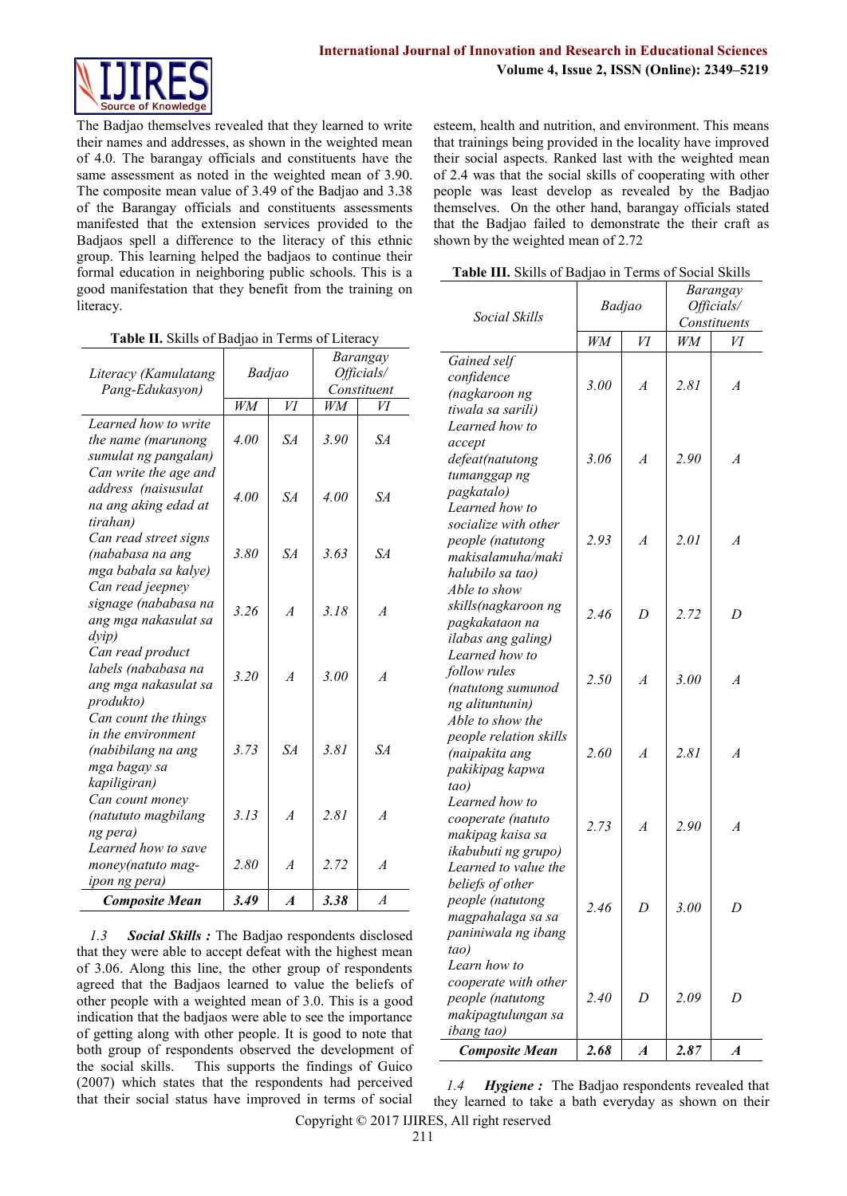The Badjao themselves revealed that they learned to write their names and addresses, as shown in the weighted mean of 4.0. The barangay officials and constituents have the same assessment as noted in the weighted mean of 3.90. The composite mean value of 3.49 of the Badjao and 3.38 of the Barangay officials and constituents assessments manifested that the extension services provided to the Badjaos spell a difference to the literacy of this ethnic group. This learning helped the badjaos to continue their formal education in neighboring public schools. This is a good manifestation that they benefit from the training on literacy.

**Table II.** Skills of Badjao in Terms of Literacy

| *Literacy (Kamulatang Pang-Edukasyon)* | *Badjao* | | *Barangay Officials/ Constituent* | |
|---|---|---|---|---|
| | *WM* | *VI* | *WM* | *VI* |
| *Learned how to write the name (marunong sumulat ng pangalan)* | *4.00* | *SA* | *3.90* | *SA* |
| *Can write the age and address (naisusulat na ang aking edad at tirahan)* | *4.00* | *SA* | *4.00* | *SA* |
| *Can read street signs (nababasa na ang mga babala sa kalye)* | *3.80* | *SA* | *3.63* | *SA* |
| *Can read jeepney signage (nababasa na ang mga nakasulat sa dyip)* | *3.26* | *A* | *3.18* | *A* |
| *Can read product labels (nababasa na ang mga nakasulat sa produkto)* | *3.20* | *A* | *3.00* | *A* |
| *Can count the things in the environment (nabibilang na ang mga bagay sa kapiligiran)* | *3.73* | *SA* | *3.81* | *SA* |
| *Can count money (natututo magbilang ng pera)* | *3.13* | *A* | *2.81* | *A* |
| *Learned how to save money(natuto mag-ipon ng pera)* | *2.80* | *A* | *2.72* | *A* |
| ***Composite Mean*** | ***3.49*** | ***A*** | ***3.38*** | *A* |

*1.3* ***Social Skills :*** The Badjao respondents disclosed that they were able to accept defeat with the highest mean of 3.06. Along this line, the other group of respondents agreed that the Badjaos learned to value the beliefs of other people with a weighted mean of 3.0. This is a good indication that the badjaos were able to see the importance of getting along with other people. It is good to note that both group of respondents observed the development of the social skills. This supports the findings of Guico (2007) which states that the respondents had perceived that their social status have improved in terms of social esteem, health and nutrition, and environment. This means that trainings being provided in the locality have improved their social aspects. Ranked last with the weighted mean of 2.4 was that the social skills of cooperating with other people was least develop as revealed by the Badjao themselves. On the other hand, barangay officials stated that the Badjao failed to demonstrate the their craft as shown by the weighted mean of 2.72

**Table III.** Skills of Badjao in Terms of Social Skills

| *Social Skills* | *Badjao* | | *Barangay Officials/ Constituents* | |
|---|---|---|---|---|
| | *WM* | *VI* | *WM* | *VI* |
| *Gained self confidence (nagkaroon ng tiwala sa sarili)* | *3.00* | *A* | *2.81* | *A* |
| *Learned how to accept defeat(natutong tumanggap ng pagkatalo)* | *3.06* | *A* | *2.90* | *A* |
| *Learned how to socialize with other people (natutong makisalamuha/maki halubilo sa tao)* | *2.93* | *A* | *2.01* | *A* |
| *Able to show skills(nagkaroon ng pagkakataon na ilabas ang galing)* | *2.46* | *D* | *2.72* | *D* |
| *Learned how to follow rules (natutong sumunod ng alituntunin)* | *2.50* | *A* | *3.00* | *A* |
| *Able to show the people relation skills (naipakita ang pakikipag kapwa tao)* | *2.60* | *A* | *2.81* | *A* |
| *Learned how to cooperate (natuto makipag kaisa sa ikabubuti ng grupo)* | *2.73* | *A* | *2.90* | *A* |
| *Learned to value the beliefs of other people (natutong magpahalaga sa sa paniniwala ng ibang tao)* | *2.46* | *D* | *3.00* | *D* |
| *Learn how to cooperate with other people (natutong makipagtulungan sa ibang tao)* | *2.40* | *D* | *2.09* | *D* |
| ***Composite Mean*** | ***2.68*** | ***A*** | ***2.87*** | ***A*** |

*1.4* ***Hygiene :*** The Badjao respondents revealed that they learned to take a bath everyday as shown on their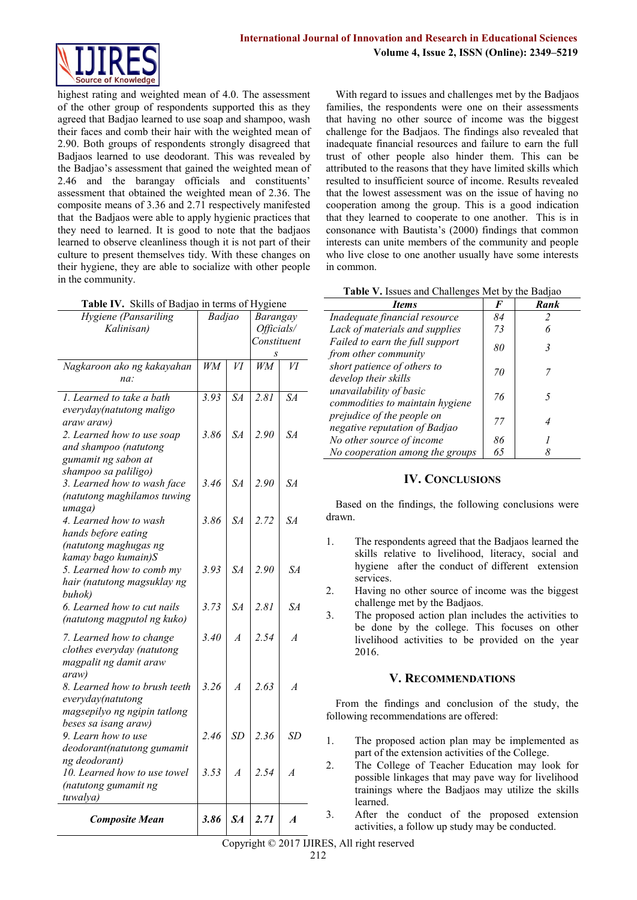highest rating and weighted mean of 4.0. The assessment of the other group of respondents supported this as they agreed that Badjao learned to use soap and shampoo, wash their faces and comb their hair with the weighted mean of 2.90. Both groups of respondents strongly disagreed that Badjaos learned to use deodorant. This was revealed by the Badjao's assessment that gained the weighted mean of 2.46 and the barangay officials and constituents' assessment that obtained the weighted mean of 2.36. The composite means of 3.36 and 2.71 respectively manifested that the Badjaos were able to apply hygienic practices that they need to learned. It is good to note that the badjaos learned to observe cleanliness though it is not part of their culture to present themselves tidy. With these changes on their hygiene, they are able to socialize with other people in the community.

**Table IV.** Skills of Badjao in terms of Hygiene

| *Hygiene (Pansariling Kalinisan)* | *Badjao* | | *Barangay Officials/ Constituents* | |
|---|---|---|---|---|
| *Nagkaroon ako ng kakayahan na:* | *WM* | *VI* | *WM* | *VI* |
| *1. Learned to take a bath everyday(natutong maligo araw araw)* | *3.93* | *SA* | *2.81* | *SA* |
| *2. Learned how to use soap and shampoo (natutong gumamit ng sabon at shampoo sa paliligo)* | *3.86* | *SA* | *2.90* | *SA* |
| *3. Learned how to wash face (natutong maghilamos tuwing umaga)* | *3.46* | *SA* | *2.90* | *SA* |
| *4. Learned how to wash hands before eating (natutong maghugas ng kamay bago kumain)S* | *3.86* | *SA* | *2.72* | *SA* |
| *5. Learned how to comb my hair (natutong magsuklay ng buhok)* | *3.93* | *SA* | *2.90* | *SA* |
| *6. Learned how to cut nails (natutong magputol ng kuko)* | *3.73* | *SA* | *2.81* | *SA* |
| *7. Learned how to change clothes everyday (natutong magpalit ng damit araw araw)* | *3.40* | *A* | *2.54* | *A* |
| *8. Learned how to brush teeth everyday(natutong magsepilyo ng ngipin tatlong beses sa isang araw)* | *3.26* | *A* | *2.63* | *A* |
| *9. Learn how to use deodorant(natutong gumamit ng deodorant)* | *2.46* | *SD* | *2.36* | *SD* |
| *10. Learned how to use towel (natutong gumamit ng tuwalya)* | *3.53* | *A* | *2.54* | *A* |
| ***Composite Mean*** | ***3.86*** | ***SA*** | ***2.71*** | ***A*** |

With regard to issues and challenges met by the Badjaos families, the respondents were one on their assessments that having no other source of income was the biggest challenge for the Badjaos. The findings also revealed that inadequate financial resources and failure to earn the full trust of other people also hinder them. This can be attributed to the reasons that they have limited skills which resulted to insufficient source of income. Results revealed that the lowest assessment was on the issue of having no cooperation among the group. This is a good indication that they learned to cooperate to one another. This is in consonance with Bautista's (2000) findings that common interests can unite members of the community and people who live close to one another usually have some interests in common.

**Table V.** Issues and Challenges Met by the Badjao

| *Items* | *F* | *Rank* |
|---|---|---|
| *Inadequate financial resource* | *84* | *2* |
| *Lack of materials and supplies* | *73* | *6* |
| *Failed to earn the full support from other community* | *80* | *3* |
| *short patience of others to develop their skills* | *70* | *7* |
| *unavailability of basic commodities to maintain hygiene* | *76* | *5* |
| *prejudice of the people on negative reputation of Badjao* | *77* | *4* |
| *No other source of income* | *86* | *1* |
| *No cooperation among the groups* | *65* | *8* |

## IV. Conclusions

Based on the findings, the following conclusions were drawn.

1. The respondents agreed that the Badjaos learned the skills relative to livelihood, literacy, social and hygiene after the conduct of different extension services.
2. Having no other source of income was the biggest challenge met by the Badjaos.
3. The proposed action plan includes the activities to be done by the college. This focuses on other livelihood activities to be provided on the year 2016.

## V. Recommendations

From the findings and conclusion of the study, the following recommendations are offered:

1. The proposed action plan may be implemented as part of the extension activities of the College.
2. The College of Teacher Education may look for possible linkages that may pave way for livelihood trainings where the Badjaos may utilize the skills learned.
3. After the conduct of the proposed extension activities, a follow up study may be conducted.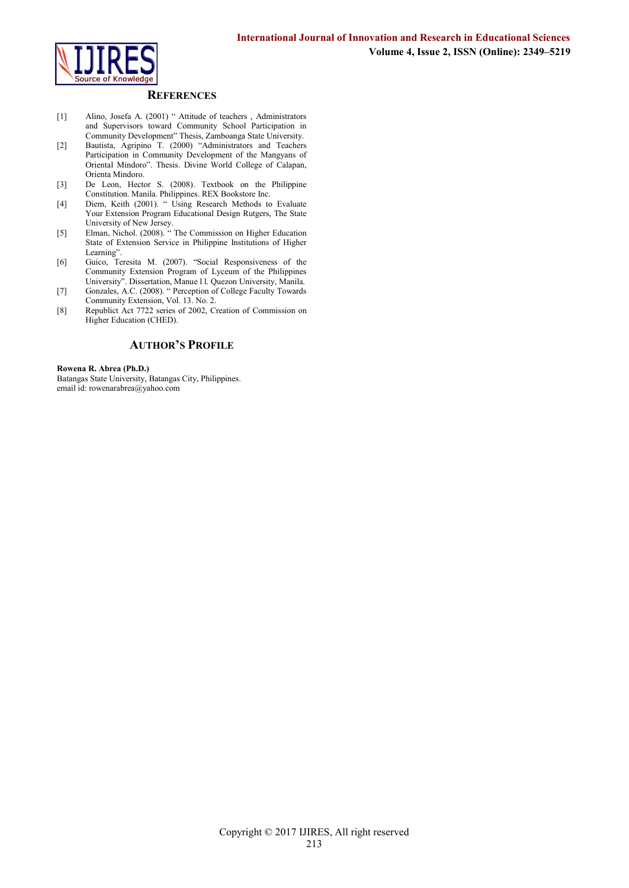## REFERENCES

[1] Alino, Josefa A. (2001) " Attitude of teachers , Administrators and Supervisors toward Community School Participation in Community Development" Thesis, Zamboanga State University.

[2] Bautista, Agripino T. (2000) "Administrators and Teachers Participation in Community Development of the Mangyans of Oriental Mindoro". Thesis. Divine World College of Calapan, Orienta Mindoro.

[3] De Leon, Hector S. (2008). Textbook on the Philippine Constitution. Manila. Philippines. REX Bookstore Inc.

[4] Diem, Keith (2001). " Using Research Methods to Evaluate Your Extension Program Educational Design Rutgers, The State University of New Jersey.

[5] Elman, Nichol. (2008). " The Commission on Higher Education State of Extension Service in Philippine Institutions of Higher Learning".

[6] Guico, Teresita M. (2007). "Social Responsiveness of the Community Extension Program of Lyceum of the Philippines University". Dissertation, Manue l l. Quezon University, Manila.

[7] Gonzales, A.C. (2008). " Perception of College Faculty Towards Community Extension, Vol. 13. No. 2.

[8] Republict Act 7722 series of 2002, Creation of Commission on Higher Education (CHED).

## AUTHOR'S PROFILE

**Rowena R. Abrea (Ph.D.)**
Batangas State University, Batangas City, Philippines.
email id: rowenarabrea@yahoo.com